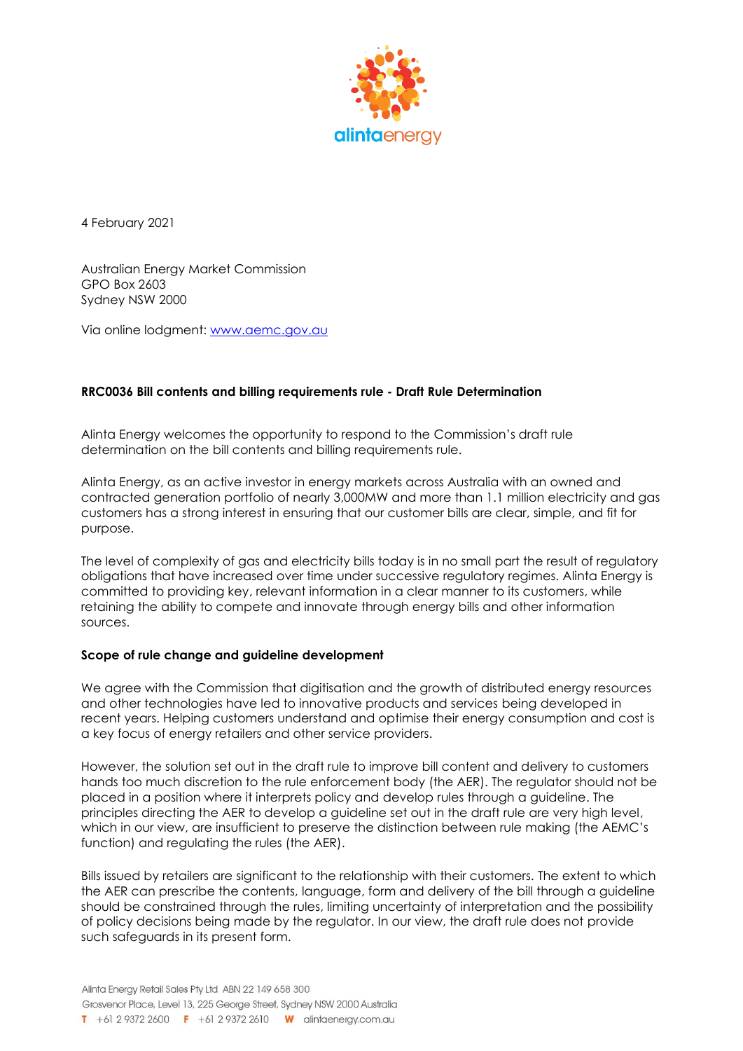4 February 2021

Australian Energy Market Commission
GPO Box 2603
Sydney NSW 2000

Via online lodgment: [www.aemc.gov.au](http://www.aemc.gov.au)

**RRC0036 Bill contents and billing requirements rule - Draft Rule Determination**

Alinta Energy welcomes the opportunity to respond to the Commission's draft rule determination on the bill contents and billing requirements rule.

Alinta Energy, as an active investor in energy markets across Australia with an owned and contracted generation portfolio of nearly 3,000MW and more than 1.1 million electricity and gas customers has a strong interest in ensuring that our customer bills are clear, simple, and fit for purpose.

The level of complexity of gas and electricity bills today is in no small part the result of regulatory obligations that have increased over time under successive regulatory regimes. Alinta Energy is committed to providing key, relevant information in a clear manner to its customers, while retaining the ability to compete and innovate through energy bills and other information sources.

**Scope of rule change and guideline development**

We agree with the Commission that digitisation and the growth of distributed energy resources and other technologies have led to innovative products and services being developed in recent years. Helping customers understand and optimise their energy consumption and cost is a key focus of energy retailers and other service providers.

However, the solution set out in the draft rule to improve bill content and delivery to customers hands too much discretion to the rule enforcement body (the AER). The regulator should not be placed in a position where it interprets policy and develop rules through a guideline. The principles directing the AER to develop a guideline set out in the draft rule are very high level, which in our view, are insufficient to preserve the distinction between rule making (the AEMC's function) and regulating the rules (the AER).

Bills issued by retailers are significant to the relationship with their customers. The extent to which the AER can prescribe the contents, language, form and delivery of the bill through a guideline should be constrained through the rules, limiting uncertainty of interpretation and the possibility of policy decisions being made by the regulator. In our view, the draft rule does not provide such safeguards in its present form.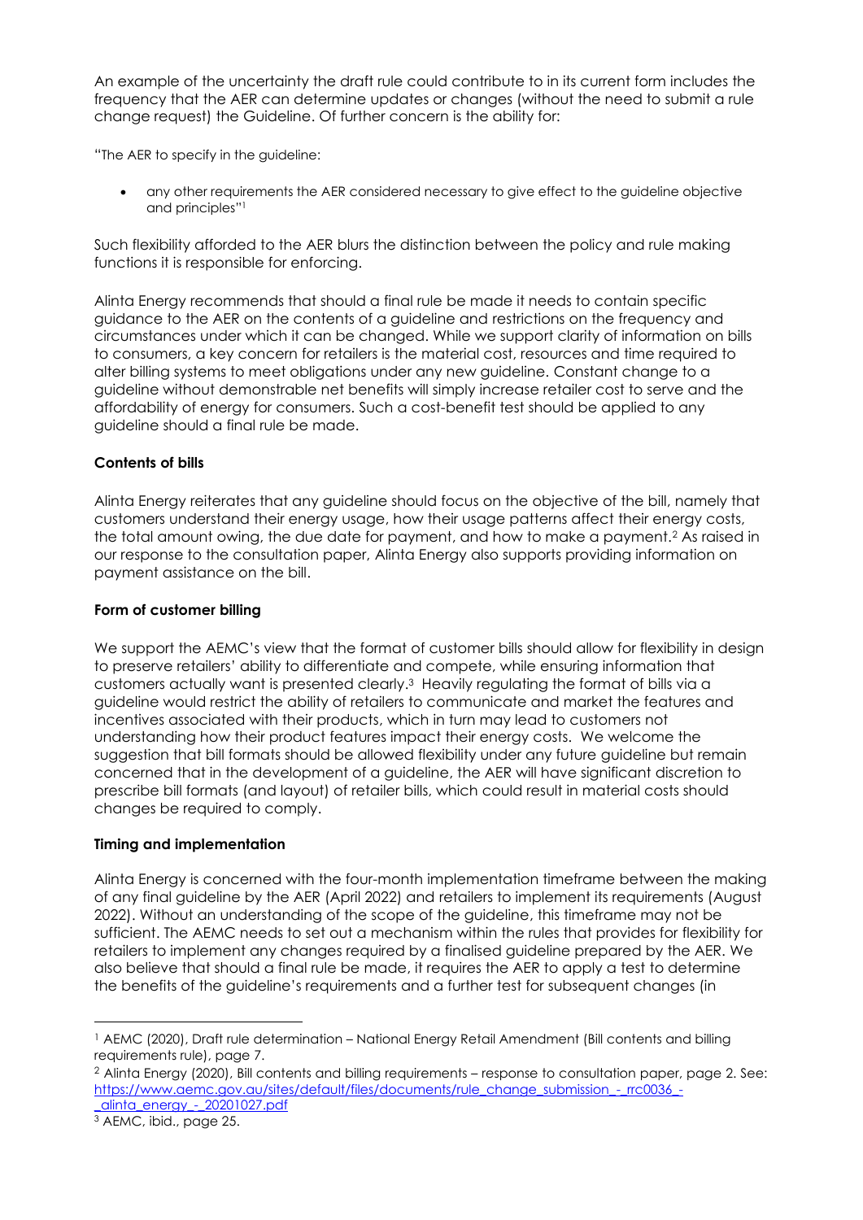An example of the uncertainty the draft rule could contribute to in its current form includes the frequency that the AER can determine updates or changes (without the need to submit a rule change request) the Guideline. Of further concern is the ability for:

"The AER to specify in the guideline:

- any other requirements the AER considered necessary to give effect to the guideline objective and principles"[1]

Such flexibility afforded to the AER blurs the distinction between the policy and rule making functions it is responsible for enforcing.

Alinta Energy recommends that should a final rule be made it needs to contain specific guidance to the AER on the contents of a guideline and restrictions on the frequency and circumstances under which it can be changed. While we support clarity of information on bills to consumers, a key concern for retailers is the material cost, resources and time required to alter billing systems to meet obligations under any new guideline. Constant change to a guideline without demonstrable net benefits will simply increase retailer cost to serve and the affordability of energy for consumers. Such a cost-benefit test should be applied to any guideline should a final rule be made.

**Contents of bills**

Alinta Energy reiterates that any guideline should focus on the objective of the bill, namely that customers understand their energy usage, how their usage patterns affect their energy costs, the total amount owing, the due date for payment, and how to make a payment.[2] As raised in our response to the consultation paper, Alinta Energy also supports providing information on payment assistance on the bill.

**Form of customer billing**

We support the AEMC's view that the format of customer bills should allow for flexibility in design to preserve retailers' ability to differentiate and compete, while ensuring information that customers actually want is presented clearly.[3] Heavily regulating the format of bills via a guideline would restrict the ability of retailers to communicate and market the features and incentives associated with their products, which in turn may lead to customers not understanding how their product features impact their energy costs. We welcome the suggestion that bill formats should be allowed flexibility under any future guideline but remain concerned that in the development of a guideline, the AER will have significant discretion to prescribe bill formats (and layout) of retailer bills, which could result in material costs should changes be required to comply.

**Timing and implementation**

Alinta Energy is concerned with the four-month implementation timeframe between the making of any final guideline by the AER (April 2022) and retailers to implement its requirements (August 2022). Without an understanding of the scope of the guideline, this timeframe may not be sufficient. The AEMC needs to set out a mechanism within the rules that provides for flexibility for retailers to implement any changes required by a finalised guideline prepared by the AER. We also believe that should a final rule be made, it requires the AER to apply a test to determine the benefits of the guideline's requirements and a further test for subsequent changes (in

---

[1] AEMC (2020), Draft rule determination – National Energy Retail Amendment (Bill contents and billing requirements rule), page 7.

[2] Alinta Energy (2020), Bill contents and billing requirements – response to consultation paper, page 2. See: https://www.aemc.gov.au/sites/default/files/documents/rule_change_submission_-_rrc0036_-_alinta_energy_-_20201027.pdf

[3] AEMC, ibid., page 25.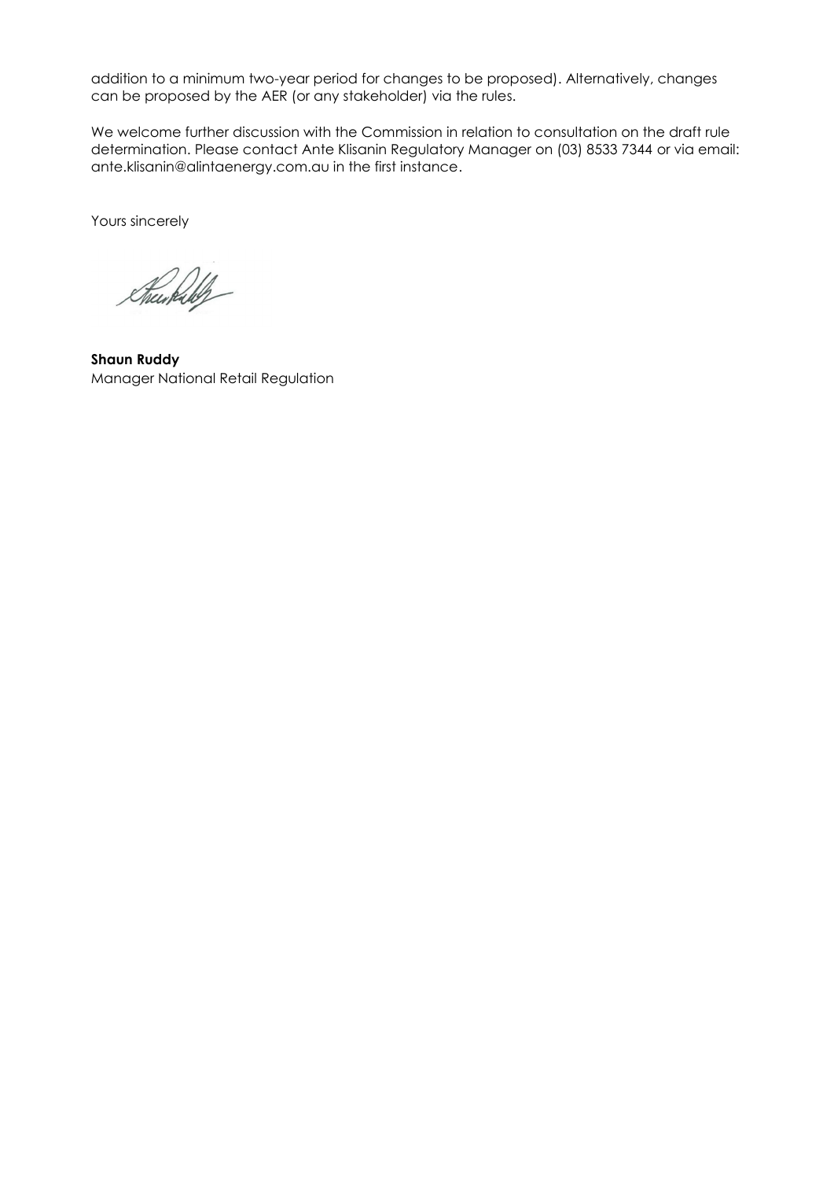addition to a minimum two-year period for changes to be proposed). Alternatively, changes can be proposed by the AER (or any stakeholder) via the rules.

We welcome further discussion with the Commission in relation to consultation on the draft rule determination. Please contact Ante Klisanin Regulatory Manager on (03) 8533 7344 or via email: ante.klisanin@alintaenergy.com.au in the first instance.

Yours sincerely

**Shaun Ruddy**
Manager National Retail Regulation